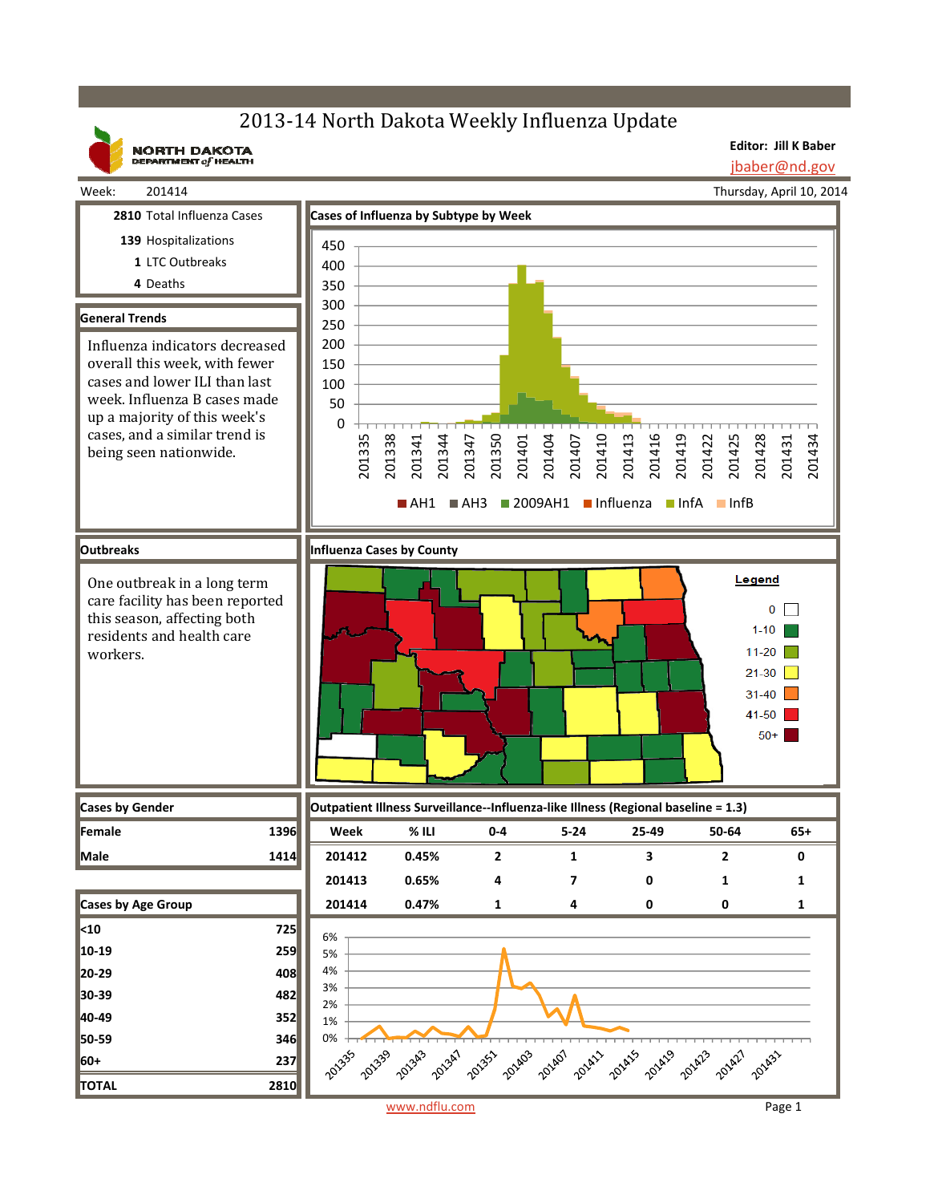# 2013-14 North Dakota Weekly Influenza Update

NORTH DAKOTA DEPARTMENT of HEALTH

**Editor: Jill K Baber**
jbaber@nd.gov

Week: 201414 — Thursday, April 10, 2014

**2810** Total Influenza Cases
**139** Hospitalizations
**1** LTC Outbreaks
**4** Deaths

## General Trends

Influenza indicators decreased overall this week, with fewer cases and lower ILI than last week. Influenza B cases made up a majority of this week's cases, and a similar trend is being seen nationwide.

## Cases of Influenza by Subtype by Week

Legend: AH1, AH3, 2009AH1, Influenza, InfA, InfB

## Outbreaks

One outbreak in a long term care facility has been reported this season, affecting both residents and health care workers.

## Influenza Cases by County

Legend: 0; 1-10; 11-20; 21-30; 31-40; 41-50; 50+

## Cases by Gender

| Gender | Cases |
|---|---|
| Female | 1396 |
| Male | 1414 |

## Cases by Age Group

| Age Group | Cases |
|---|---|
| <10 | 725 |
| 10-19 | 259 |
| 20-29 | 408 |
| 30-39 | 482 |
| 40-49 | 352 |
| 50-59 | 346 |
| 60+ | 237 |
| TOTAL | 2810 |

## Outpatient Illness Surveillance--Influenza-like Illness (Regional baseline = 1.3)

| Week | % ILI | 0-4 | 5-24 | 25-49 | 50-64 | 65+ |
|---|---|---|---|---|---|---|
| 201412 | 0.45% | 2 | 1 | 3 | 2 | 0 |
| 201413 | 0.65% | 4 | 7 | 0 | 1 | 1 |
| 201414 | 0.47% | 1 | 4 | 0 | 0 | 1 |

www.ndflu.com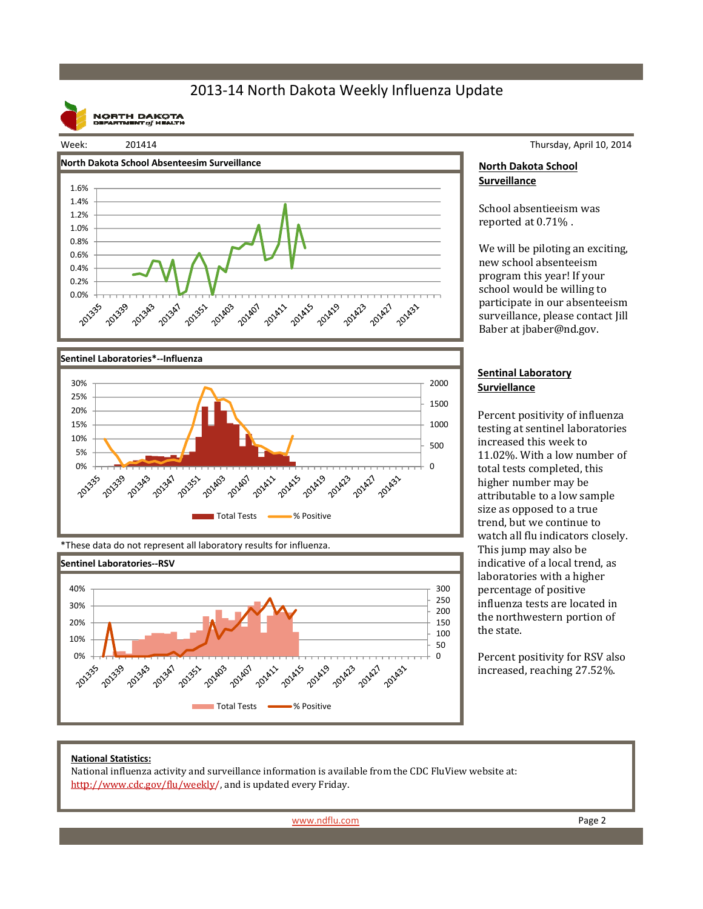# 2013-14 North Dakota Weekly Influenza Update

NORTH DAKOTA DEPARTMENT of HEALTH

Week: 201414

Thursday, April 10, 2014

## North Dakota School Absenteesim Surveillance

1.6%
1.4%
1.2%
1.0%
0.8%
0.6%
0.4%
0.2%
0.0%

201335 201339 201343 201347 201351 201403 201407 201411 201415 201419 201423 201427 201431

## Sentinel Laboratories*--Influenza

30%
25%
20%
15%
10%
5%
0%

2000
1500
1000
500
0

201335 201339 201343 201347 201351 201403 201407 201411 201415 201419 201423 201427 201431

Total Tests
% Positive

*These data do not represent all laboratory results for influenza.

## Sentinel Laboratories--RSV

40%
30%
20%
10%
0%

300
250
200
150
100
50
0

201335 201339 201343 201347 201351 201403 201407 201411 201415 201419 201423 201427 201431

Total Tests
% Positive

## North Dakota School Surveillance

School absentieeism was reported at 0.71% .

We will be piloting an exciting, new school absenteeism program this year! If your school would be willing to participate in our absenteeism surveillance, please contact Jill Baber at jbaber@nd.gov.

## Sentinal Laboratory Surviellance

Percent positivity of influenza testing at sentinel laboratories increased this week to 11.02%. With a low number of total tests completed, this higher number may be attributable to a low sample size as opposed to a true trend, but we continue to watch all flu indicators closely. This jump may also be indicative of a local trend, as laboratories with a higher percentage of positive influenza tests are located in the northwestern portion of the state.

Percent positivity for RSV also increased, reaching 27.52%.

**National Statistics:**

National influenza activity and surveillance information is available from the CDC FluView website at: http://www.cdc.gov/flu/weekly/, and is updated every Friday.

www.ndflu.com